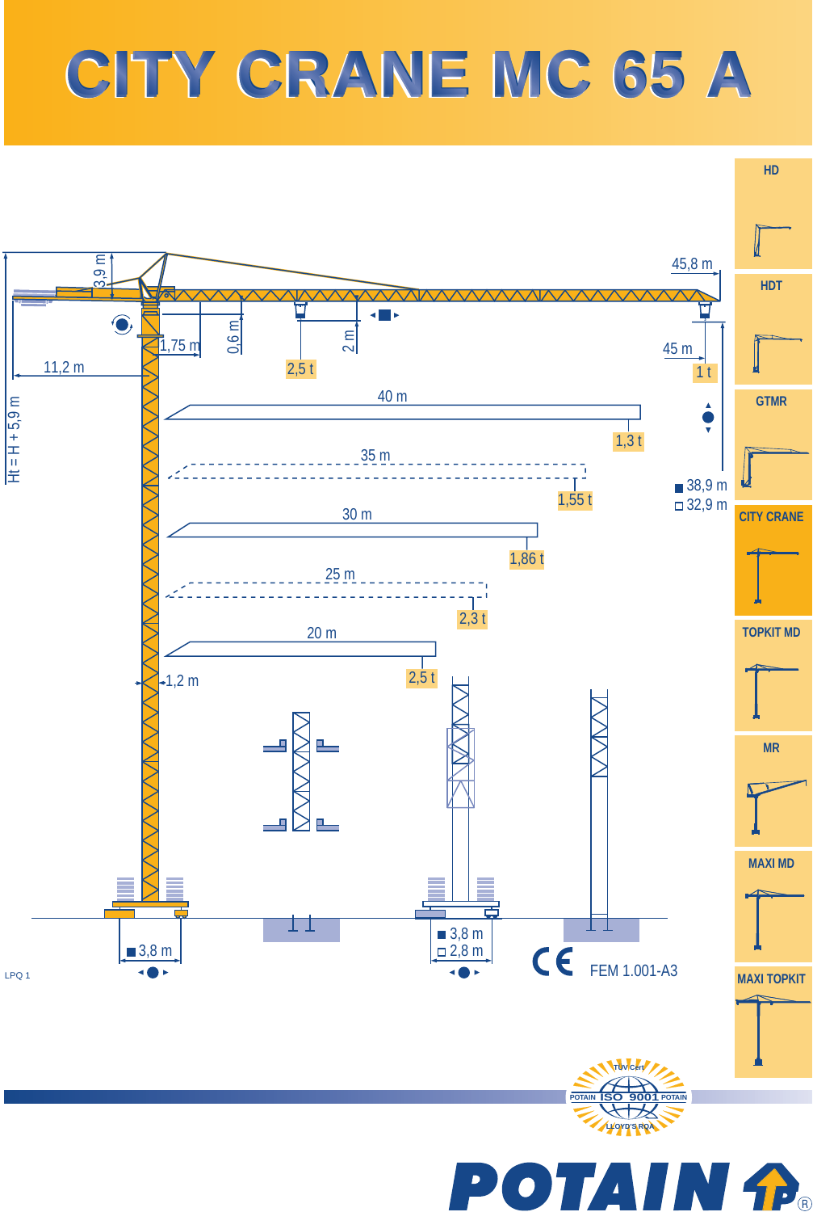# CITY CRANE MC 65 A

- HD
- HDT
- GTMR
- CITY CRANE
- TOPKIT MD
- MR
- MAXI MD
- MAXI TOPKIT

3,9 m

45,8 m

45 m — 1 t

1,75 m

0,6 m

2 m

2,5 t

11,2 m

Ht = H + 5,9 m

| Portée | Charge |
| --- | --- |
| 40 m | 1,3 t |
| 35 m | 1,55 t |
| 30 m | 1,86 t |
| 25 m | 2,3 t |
| 20 m | 2,5 t |

■ 38,9 m
□ 32,9 m

1,2 m

■ 3,8 m

■ 3,8 m
□ 2,8 m

CE FEM 1.001-A3

LPQ 1

TÜV Cert — POTAIN ISO 9001 POTAIN — LLOYD'S RQA

POTAIN ®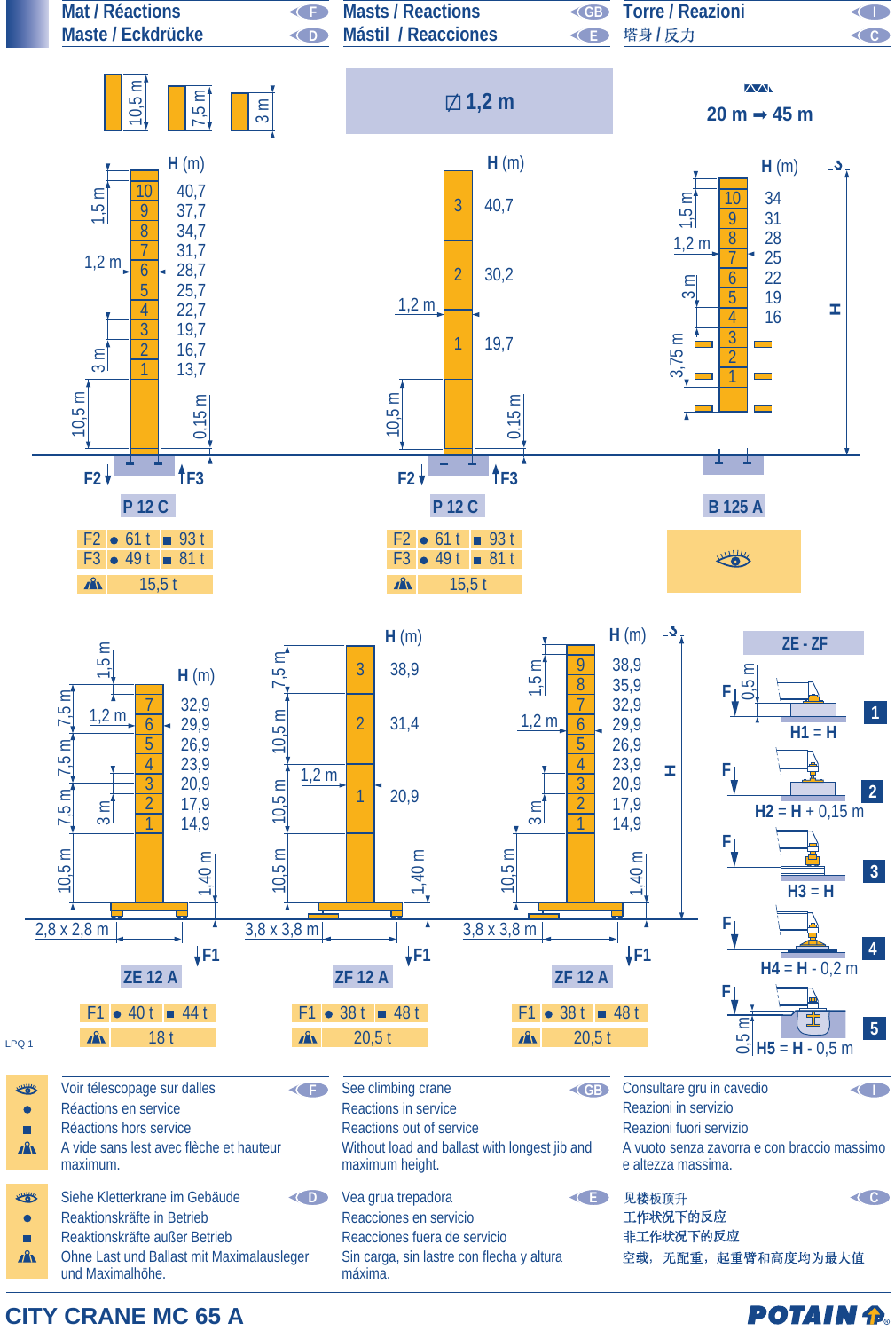Mat / Réactions — F
Maste / Eckdrücke — D
Masts / Reactions — GB
Mástil / Reacciones — E
Torre / Reazioni — I
塔身 / 反力 — C

10,5 m | 7,5 m | 3 m

☐ 1,2 m

20 m ➡ 45 m

## P 12 C

| | H (m) |
|---|---|
| 10 | 40,7 |
| 9 | 37,7 |
| 8 | 34,7 |
| 7 | 31,7 |
| 6 | 28,7 |
| 5 | 25,7 |
| 4 | 22,7 |
| 3 | 19,7 |
| 2 | 16,7 |
| 1 | 13,7 |

1,5 m — 1,2 m — 3 m — 10,5 m — 0,15 m

| | ● | ■ |
|---|---|---|
| F2 | 61 t | 93 t |
| F3 | 49 t | 81 t |
| ⛰ | 15,5 t | |

## P 12 C

| | H (m) |
|---|---|
| 3 | 40,7 |
| 2 | 30,2 |
| 1 | 19,7 |

1,2 m — 10,5 m — 0,15 m

| | ● | ■ |
|---|---|---|
| F2 | 61 t | 93 t |
| F3 | 49 t | 81 t |
| ⛰ | 15,5 t | |

## B 125 A

| | H (m) |
|---|---|
| 10 | 34 |
| 9 | 31 |
| 8 | 28 |
| 7 | 25 |
| 6 | 22 |
| 5 | 19 |
| 4 | 16 |
| 3 | |
| 2 | |
| 1 | |

1,5 m — 1,2 m — 3 m — 3,75 m — H

👁

## ZE 12 A

| | H (m) |
|---|---|
| 7 | 32,9 |
| 6 | 29,9 |
| 5 | 26,9 |
| 4 | 23,9 |
| 3 | 20,9 |
| 2 | 17,9 |
| 1 | 14,9 |

1,5 m — 1,2 m — 7,5 m — 7,5 m — 7,5 m — 3 m — 10,5 m — 1,40 m — 2,8 x 2,8 m

| | ● | ■ |
|---|---|---|
| F1 | 40 t | 44 t |
| ⛰ | 18 t | |

## ZF 12 A

| | H (m) |
|---|---|
| 3 | 38,9 |
| 2 | 31,4 |
| 1 | 20,9 |

7,5 m — 10,5 m — 1,2 m — 10,5 m — 10,5 m — 1,40 m — 3,8 x 3,8 m

| | ● | ■ |
|---|---|---|
| F1 | 38 t | 48 t |
| ⛰ | 20,5 t | |

## ZF 12 A

| | H (m) |
|---|---|
| 9 | 38,9 |
| 8 | 35,9 |
| 7 | 32,9 |
| 6 | 29,9 |
| 5 | 26,9 |
| 4 | 23,9 |
| 3 | 20,9 |
| 2 | 17,9 |
| 1 | 14,9 |

1,5 m — 1,2 m — 3 m — 10,5 m — 1,40 m — 3,8 x 3,8 m — H

| | ● | ■ |
|---|---|---|
| F1 | 38 t | 48 t |
| ⛰ | 20,5 t | |

## ZE - ZF

1. H1 = H (0,5 m)
2. H2 = H + 0,15 m
3. H3 = H
4. H4 = H - 0,2 m
5. H5 = H - 0,5 m (0,5 m)

LPQ 1

| | F | GB | I |
|---|---|---|---|
| 👁 | Voir télescopage sur dalles | See climbing crane | Consultare gru in cavedio |
| ● | Réactions en service | Reactions in service | Reazioni in servizio |
| ■ | Réactions hors service | Reactions out of service | Reazioni fuori servizio |
| ⛰ | A vide sans lest avec flèche et hauteur maximum. | Without load and ballast with longest jib and maximum height. | A vuoto senza zavorra e con braccio massimo e altezza massima. |

| | D | E | C |
|---|---|---|---|
| 👁 | Siehe Kletterkrane im Gebäude | Vea grua trepadora | 见楼板顶升 |
| ● | Reaktionskräfte in Betrieb | Reacciones en servicio | 工作状况下的反应 |
| ■ | Reaktionskräfte außer Betrieb | Reacciones fuera de servicio | 非工作状况下的反应 |
| ⛰ | Ohne Last und Ballast mit Maximalausleger und Maximalhöhe. | Sin carga, sin lastre con flecha y altura máxima. | 空载，无配重，起重臂和高度均为最大值 |

CITY CRANE MC 65 A — POTAIN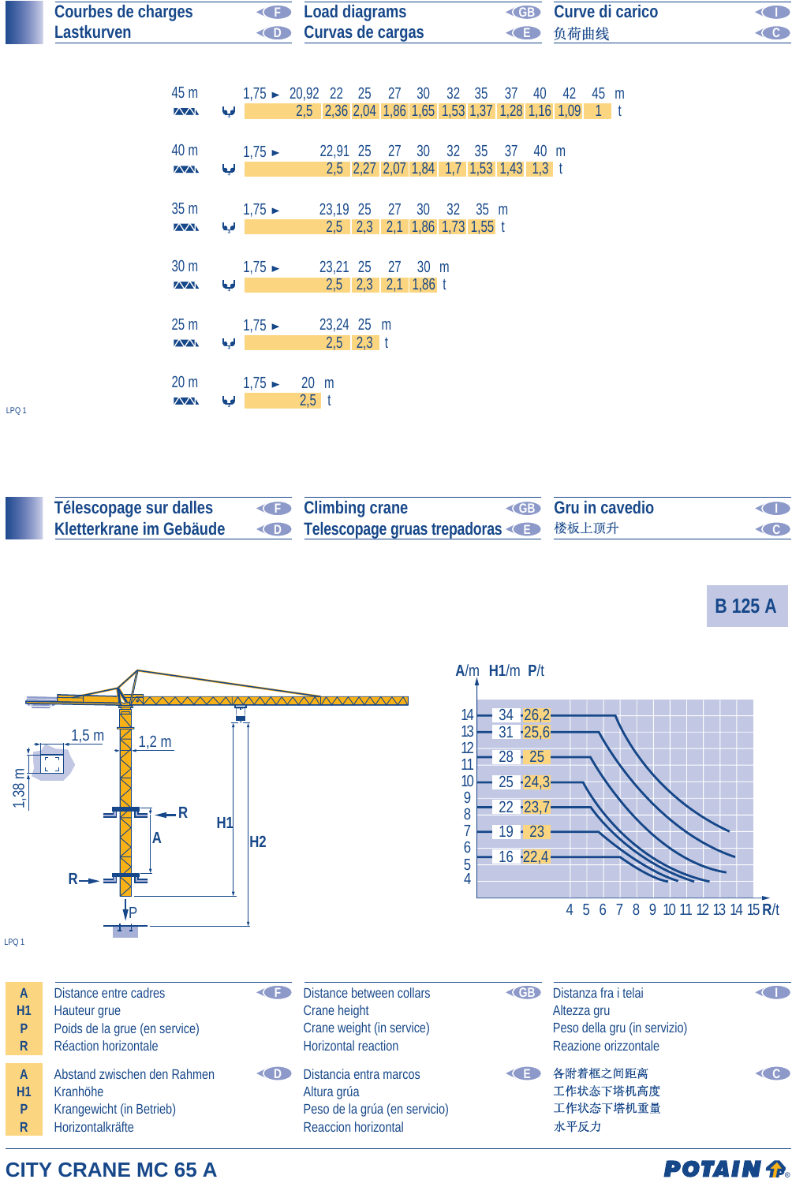## Courbes de charges (F) / Lastkurven (D) / Load diagrams (GB) / Curvas de cargas (E) / Curve di carico (I) / 负荷曲线 (C)

**45 m**

| m | 1,75 ► 20,92 | 22 | 25 | 27 | 30 | 32 | 35 | 37 | 40 | 42 | 45 |
|---|---|---|---|---|---|---|---|---|---|---|---|
| t | 2,5 | 2,36 | 2,04 | 1,86 | 1,65 | 1,53 | 1,37 | 1,28 | 1,16 | 1,09 | 1 |

**40 m**

| m | 1,75 ► 22,91 | 25 | 27 | 30 | 32 | 35 | 37 | 40 |
|---|---|---|---|---|---|---|---|---|
| t | 2,5 | 2,27 | 2,07 | 1,84 | 1,7 | 1,53 | 1,43 | 1,3 |

**35 m**

| m | 1,75 ► 23,19 | 25 | 27 | 30 | 32 | 35 |
|---|---|---|---|---|---|---|
| t | 2,5 | 2,3 | 2,1 | 1,86 | 1,73 | 1,55 |

**30 m**

| m | 1,75 ► 23,21 | 25 | 27 | 30 |
|---|---|---|---|---|
| t | 2,5 | 2,3 | 2,1 | 1,86 |

**25 m**

| m | 1,75 ► 23,24 | 25 |
|---|---|---|
| t | 2,5 | 2,3 |

**20 m**

| m | 1,75 ► 20 |
|---|---|
| t | 2,5 |

LPQ 1

## Télescopage sur dalles (F) / Kletterkrane im Gebäude (D) / Climbing crane (GB) / Telescopage gruas trepadoras (E) / Gru in cavedio (I) / 楼板上顶升 (C)

**B 125 A**

1,5 m — 1,2 m — 1,38 m — R — A — H1 — H2 — P

| A/m | H1/m | P/t |
|---|---|---|
| 14 | 34 | 26,2 |
| 13 | 31 | 25,6 |
| 11 | 28 | 25 |
| 10 | 25 | 24,3 |
| 8 | 22 | 23,7 |
| 7 | 19 | 23 |
| 5 | 16 | 22,4 |

R/t: 4 5 6 7 8 9 10 11 12 13 14 15

LPQ 1

| | F | GB | I |
|---|---|---|---|
| **A** | Distance entre cadres | Distance between collars | Distanza fra i telai |
| **H1** | Hauteur grue | Crane height | Altezza gru |
| **P** | Poids de la grue (en service) | Crane weight (in service) | Peso della gru (in servizio) |
| **R** | Réaction horizontale | Horizontal reaction | Reazione orizzontale |

| | D | E | C |
|---|---|---|---|
| **A** | Abstand zwischen den Rahmen | Distancia entra marcos | 各附着框之间距离 |
| **H1** | Kranhöhe | Altura grúa | 工作状态下塔机高度 |
| **P** | Krangewicht (in Betrieb) | Peso de la grúa (en servicio) | 工作状态下塔机重量 |
| **R** | Horizontalkräfte | Reaccion horizontal | 水平反力 |

**CITY CRANE MC 65 A** — POTAIN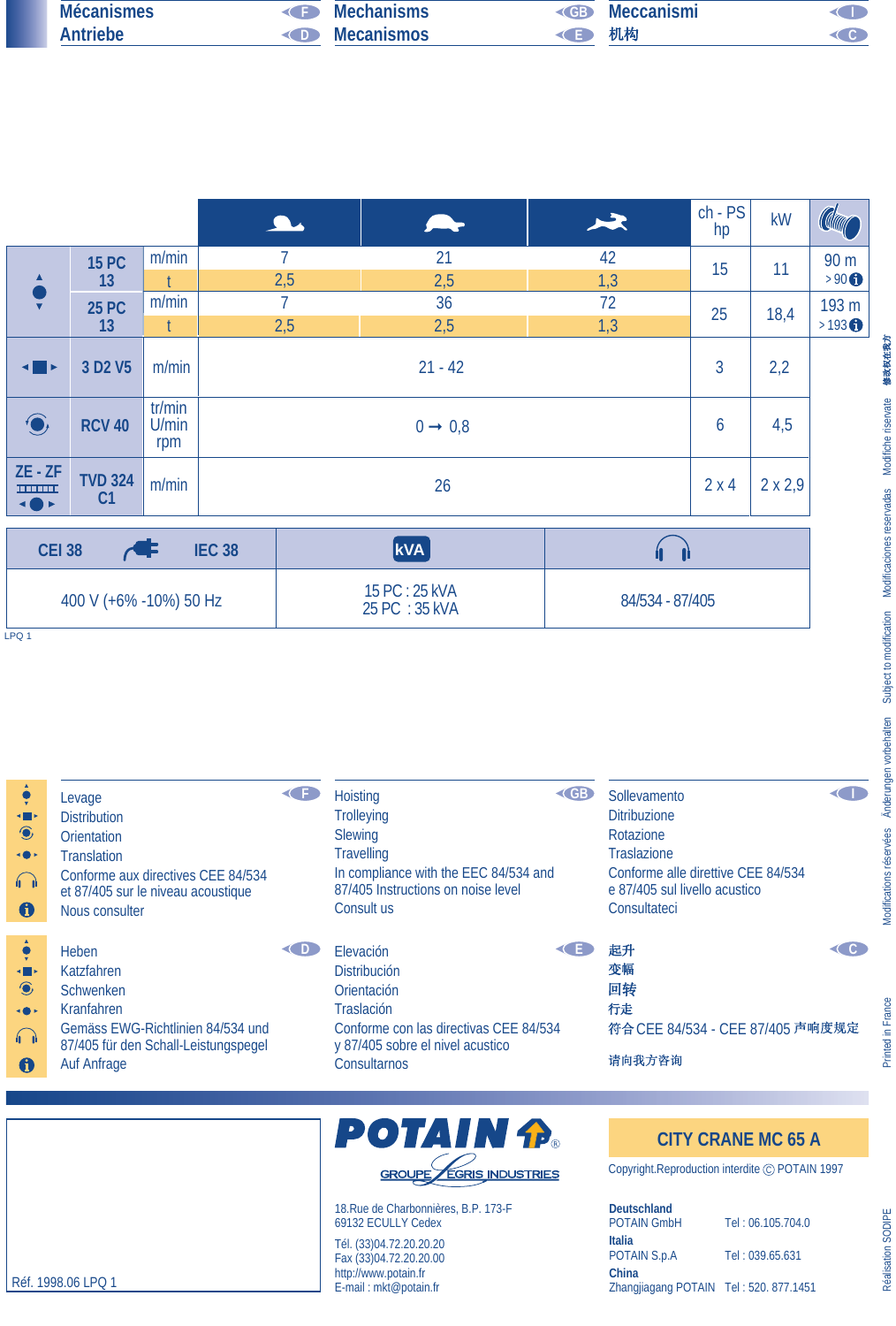| Mécanismes (F) | Mechanisms (GB) | Meccanismi (I) |
|---|---|---|
| Antriebe (D) | Mecanismos (E) | 机构 (C) |

| | | | | | | ch - PS hp | kW | |
|---|---|---|---|---|---|---|---|---|
| Levage | 15 PC 13 | m/min | 7 | 21 | 42 | 15 | 11 | 90 m |
| | | t | 2,5 | 2,5 | 1,3 | | | > 90 i |
| | 25 PC 13 | m/min | 7 | 36 | 72 | 25 | 18,4 | 193 m |
| | | t | 2,5 | 2,5 | 1,3 | | | > 193 i |
| Distribution | 3 D2 V5 | m/min | 21 - 42 | | | 3 | 2,2 | |
| Orientation | RCV 40 | tr/min U/min rpm | 0 → 0,8 | | | 6 | 4,5 | |
| ZE - ZF Translation | TVD 324 C1 | m/min | 26 | | | 2 x 4 | 2 x 2,9 | |

| CEI 38 — IEC 38 | kVA | Acoustique |
|---|---|---|
| 400 V (+6% -10%) 50 Hz | 15 PC : 25 kVA<br>25 PC : 35 kVA | 84/534 - 87/405 |

LPQ 1

**(F)**
- Levage
- Distribution
- Orientation
- Translation
- Conforme aux directives CEE 84/534 et 87/405 sur le niveau acoustique
- Nous consulter

**(GB)**
- Hoisting
- Trolleying
- Slewing
- Travelling
- In compliance with the EEC 84/534 and 87/405 Instructions on noise level
- Consult us

**(I)**
- Sollevamento
- Ditribuzione
- Rotazione
- Traslazione
- Conforme alle direttive CEE 84/534 e 87/405 sul livello acustico
- Consultateci

**(D)**
- Heben
- Katzfahren
- Schwenken
- Kranfahren
- Gemäss EWG-Richtlinien 84/534 und 87/405 für den Schall-Leistungspegel
- Auf Anfrage

**(E)**
- Elevación
- Distribución
- Orientación
- Traslación
- Conforme con las directivas CEE 84/534 y 87/405 sobre el nivel acustico
- Consultarnos

**(C)**
- 起升
- 变幅
- 回转
- 行走
- 符合 CEE 84/534 - CEE 87/405 声响度规定
- 请向我方咨询

Modifications réservées · Änderungen vorbehalten · Subject to modification · Modificaciones reservadas · Modifiche riservate · 修改权在我方

Printed in France

Réf. 1998.06 LPQ 1

**POTAIN**
GROUPE LEGRIS INDUSTRIES

18.Rue de Charbonnières, B.P. 173-F
69132 ECULLY Cedex

Tél. (33)04.72.20.20.20
Fax (33)04.72.20.20.00
http://www.potain.fr
E-mail : mkt@potain.fr

## CITY CRANE MC 65 A

Copyright.Reproduction interdite © POTAIN 1997

**Deutschland**
POTAIN GmbH Tel : 06.105.704.0

**Italia**
POTAIN S.p.A Tel : 039.65.631

**China**
Zhangjiagang POTAIN Tel : 520. 877.1451

Réalisation SODIPE